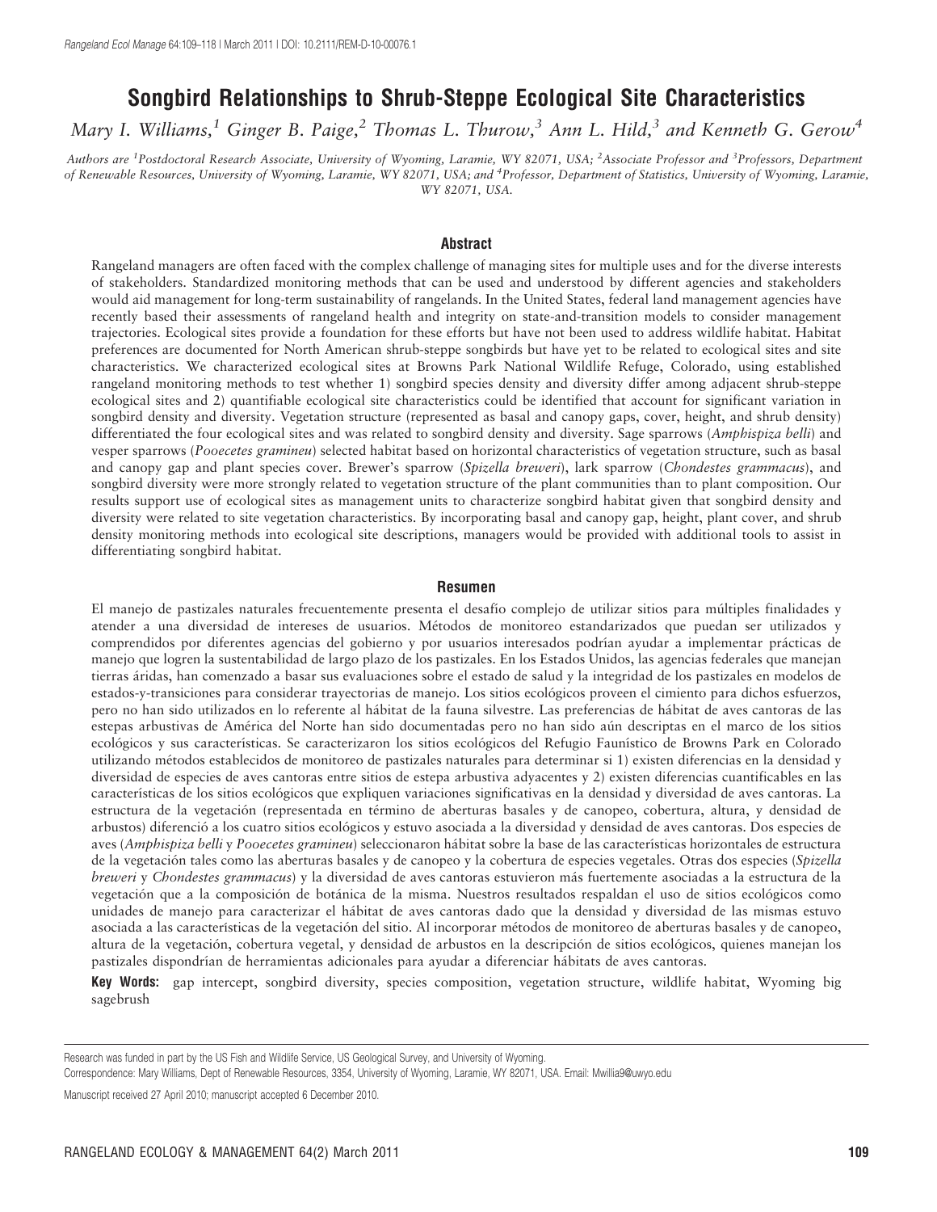# Songbird Relationships to Shrub-Steppe Ecological Site Characteristics

*Mary I. Williams,[1] Ginger B. Paige,[2] Thomas L. Thurow,[3] Ann L. Hild,[3] and Kenneth G. Gerow[4]*

*Authors are [1]Postdoctoral Research Associate, University of Wyoming, Laramie, WY 82071, USA; [2]Associate Professor and [3]Professors, Department of Renewable Resources, University of Wyoming, Laramie, WY 82071, USA; and [4]Professor, Department of Statistics, University of Wyoming, Laramie, WY 82071, USA.*

## Abstract

Rangeland managers are often faced with the complex challenge of managing sites for multiple uses and for the diverse interests of stakeholders. Standardized monitoring methods that can be used and understood by different agencies and stakeholders would aid management for long-term sustainability of rangelands. In the United States, federal land management agencies have recently based their assessments of rangeland health and integrity on state-and-transition models to consider management trajectories. Ecological sites provide a foundation for these efforts but have not been used to address wildlife habitat. Habitat preferences are documented for North American shrub-steppe songbirds but have yet to be related to ecological sites and site characteristics. We characterized ecological sites at Browns Park National Wildlife Refuge, Colorado, using established rangeland monitoring methods to test whether 1) songbird species density and diversity differ among adjacent shrub-steppe ecological sites and 2) quantifiable ecological site characteristics could be identified that account for significant variation in songbird density and diversity. Vegetation structure (represented as basal and canopy gaps, cover, height, and shrub density) differentiated the four ecological sites and was related to songbird density and diversity. Sage sparrows (*Amphispiza belli*) and vesper sparrows (*Pooecetes gramineu*) selected habitat based on horizontal characteristics of vegetation structure, such as basal and canopy gap and plant species cover. Brewer's sparrow (*Spizella breweri*), lark sparrow (*Chondestes grammacus*), and songbird diversity were more strongly related to vegetation structure of the plant communities than to plant composition. Our results support use of ecological sites as management units to characterize songbird habitat given that songbird density and diversity were related to site vegetation characteristics. By incorporating basal and canopy gap, height, plant cover, and shrub density monitoring methods into ecological site descriptions, managers would be provided with additional tools to assist in differentiating songbird habitat.

## Resumen

El manejo de pastizales naturales frecuentemente presenta el desafío complejo de utilizar sitios para múltiples finalidades y atender a una diversidad de intereses de usuarios. Métodos de monitoreo estandarizados que puedan ser utilizados y comprendidos por diferentes agencias del gobierno y por usuarios interesados podrían ayudar a implementar prácticas de manejo que logren la sustentabilidad de largo plazo de los pastizales. En los Estados Unidos, las agencias federales que manejan tierras áridas, han comenzado a basar sus evaluaciones sobre el estado de salud y la integridad de los pastizales en modelos de estados-y-transiciones para considerar trayectorias de manejo. Los sitios ecológicos proveen el cimiento para dichos esfuerzos, pero no han sido utilizados en lo referente al hábitat de la fauna silvestre. Las preferencias de hábitat de aves cantoras de las estepas arbustivas de América del Norte han sido documentadas pero no han sido aún descriptas en el marco de los sitios ecológicos y sus características. Se caracterizaron los sitios ecológicos del Refugio Faunístico de Browns Park en Colorado utilizando métodos establecidos de monitoreo de pastizales naturales para determinar si 1) existen diferencias en la densidad y diversidad de especies de aves cantoras entre sitios de estepa arbustiva adyacentes y 2) existen diferencias cuantificables en las características de los sitios ecológicos que expliquen variaciones significativas en la densidad y diversidad de aves cantoras. La estructura de la vegetación (representada en término de aberturas basales y de canopeo, cobertura, altura, y densidad de arbustos) diferenció a los cuatro sitios ecológicos y estuvo asociada a la diversidad y densidad de aves cantoras. Dos especies de aves (*Amphispiza belli* y *Pooecetes gramineu*) seleccionaron hábitat sobre la base de las características horizontales de estructura de la vegetación tales como las aberturas basales y de canopeo y la cobertura de especies vegetales. Otras dos especies (*Spizella breweri* y *Chondestes grammacus*) y la diversidad de aves cantoras estuvieron más fuertemente asociadas a la estructura de la vegetación que a la composición de botánica de la misma. Nuestros resultados respaldan el uso de sitios ecológicos como unidades de manejo para caracterizar el hábitat de aves cantoras dado que la densidad y diversidad de las mismas estuvo asociada a las características de la vegetación del sitio. Al incorporar métodos de monitoreo de aberturas basales y de canopeo, altura de la vegetación, cobertura vegetal, y densidad de arbustos en la descripción de sitios ecológicos, quienes manejan los pastizales dispondrían de herramientas adicionales para ayudar a diferenciar hábitats de aves cantoras.

**Key Words:** gap intercept, songbird diversity, species composition, vegetation structure, wildlife habitat, Wyoming big sagebrush

Research was funded in part by the US Fish and Wildlife Service, US Geological Survey, and University of Wyoming.

Correspondence: Mary Williams, Dept of Renewable Resources, 3354, University of Wyoming, Laramie, WY 82071, USA. Email: Mwillia9@uwyo.edu

Manuscript received 27 April 2010; manuscript accepted 6 December 2010.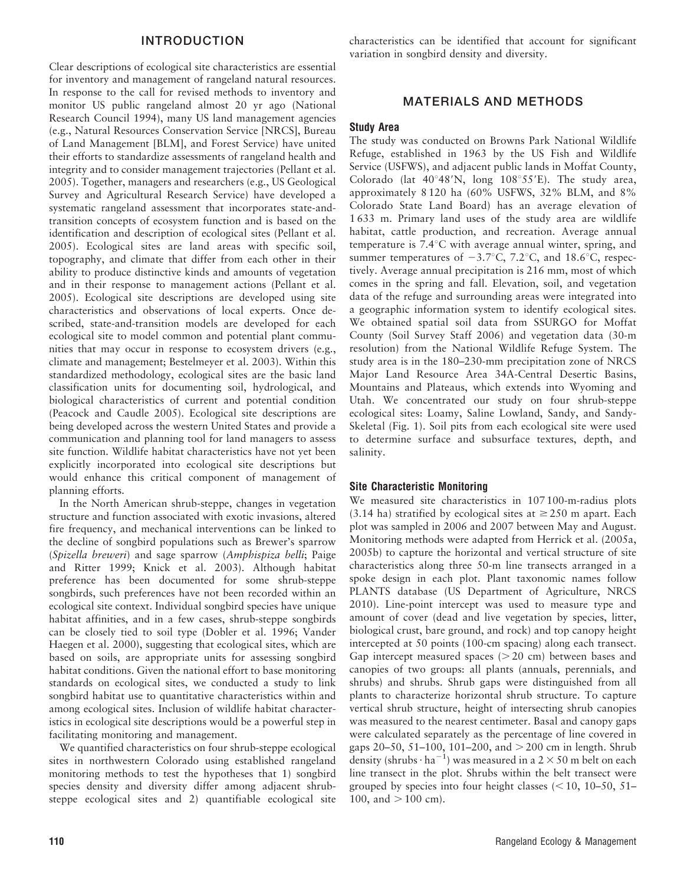## INTRODUCTION

Clear descriptions of ecological site characteristics are essential for inventory and management of rangeland natural resources. In response to the call for revised methods to inventory and monitor US public rangeland almost 20 yr ago (National Research Council 1994), many US land management agencies (e.g., Natural Resources Conservation Service [NRCS], Bureau of Land Management [BLM], and Forest Service) have united their efforts to standardize assessments of rangeland health and integrity and to consider management trajectories (Pellant et al. 2005). Together, managers and researchers (e.g., US Geological Survey and Agricultural Research Service) have developed a systematic rangeland assessment that incorporates state-and-transition concepts of ecosystem function and is based on the identification and description of ecological sites (Pellant et al. 2005). Ecological sites are land areas with specific soil, topography, and climate that differ from each other in their ability to produce distinctive kinds and amounts of vegetation and in their response to management actions (Pellant et al. 2005). Ecological site descriptions are developed using site characteristics and observations of local experts. Once described, state-and-transition models are developed for each ecological site to model common and potential plant communities that may occur in response to ecosystem drivers (e.g., climate and management; Bestelmeyer et al. 2003). Within this standardized methodology, ecological sites are the basic land classification units for documenting soil, hydrological, and biological characteristics of current and potential condition (Peacock and Caudle 2005). Ecological site descriptions are being developed across the western United States and provide a communication and planning tool for land managers to assess site function. Wildlife habitat characteristics have not yet been explicitly incorporated into ecological site descriptions but would enhance this critical component of management of planning efforts.

In the North American shrub-steppe, changes in vegetation structure and function associated with exotic invasions, altered fire frequency, and mechanical interventions can be linked to the decline of songbird populations such as Brewer's sparrow (*Spizella breweri*) and sage sparrow (*Amphispiza belli*; Paige and Ritter 1999; Knick et al. 2003). Although habitat preference has been documented for some shrub-steppe songbirds, such preferences have not been recorded within an ecological site context. Individual songbird species have unique habitat affinities, and in a few cases, shrub-steppe songbirds can be closely tied to soil type (Dobler et al. 1996; Vander Haegen et al. 2000), suggesting that ecological sites, which are based on soils, are appropriate units for assessing songbird habitat conditions. Given the national effort to base monitoring standards on ecological sites, we conducted a study to link songbird habitat use to quantitative characteristics within and among ecological sites. Inclusion of wildlife habitat characteristics in ecological site descriptions would be a powerful step in facilitating monitoring and management.

We quantified characteristics on four shrub-steppe ecological sites in northwestern Colorado using established rangeland monitoring methods to test the hypotheses that 1) songbird species density and diversity differ among adjacent shrub-steppe ecological sites and 2) quantifiable ecological site characteristics can be identified that account for significant variation in songbird density and diversity.

## MATERIALS AND METHODS

### Study Area

The study was conducted on Browns Park National Wildlife Refuge, established in 1963 by the US Fish and Wildlife Service (USFWS), and adjacent public lands in Moffat County, Colorado (lat 40°48′N, long 108°55′E). The study area, approximately 8 120 ha (60% USFWS, 32% BLM, and 8% Colorado State Land Board) has an average elevation of 1 633 m. Primary land uses of the study area are wildlife habitat, cattle production, and recreation. Average annual temperature is 7.4°C with average annual winter, spring, and summer temperatures of −3.7°C, 7.2°C, and 18.6°C, respectively. Average annual precipitation is 216 mm, most of which comes in the spring and fall. Elevation, soil, and vegetation data of the refuge and surrounding areas were integrated into a geographic information system to identify ecological sites. We obtained spatial soil data from SSURGO for Moffat County (Soil Survey Staff 2006) and vegetation data (30-m resolution) from the National Wildlife Refuge System. The study area is in the 180–230-mm precipitation zone of NRCS Major Land Resource Area 34A-Central Desertic Basins, Mountains and Plateaus, which extends into Wyoming and Utah. We concentrated our study on four shrub-steppe ecological sites: Loamy, Saline Lowland, Sandy, and Sandy-Skeletal (Fig. 1). Soil pits from each ecological site were used to determine surface and subsurface textures, depth, and salinity.

### Site Characteristic Monitoring

We measured site characteristics in 107 100-m-radius plots (3.14 ha) stratified by ecological sites at ≥ 250 m apart. Each plot was sampled in 2006 and 2007 between May and August. Monitoring methods were adapted from Herrick et al. (2005a, 2005b) to capture the horizontal and vertical structure of site characteristics along three 50-m line transects arranged in a spoke design in each plot. Plant taxonomic names follow PLANTS database (US Department of Agriculture, NRCS 2010). Line-point intercept was used to measure type and amount of cover (dead and live vegetation by species, litter, biological crust, bare ground, and rock) and top canopy height intercepted at 50 points (100-cm spacing) along each transect. Gap intercept measured spaces (> 20 cm) between bases and canopies of two groups: all plants (annuals, perennials, and shrubs) and shrubs. Shrub gaps were distinguished from all plants to characterize horizontal shrub structure. To capture vertical shrub structure, height of intersecting shrub canopies was measured to the nearest centimeter. Basal and canopy gaps were calculated separately as the percentage of line covered in gaps 20–50, 51–100, 101–200, and > 200 cm in length. Shrub density ($\text{shrubs} \cdot \text{ha}^{-1}$) was measured in a 2 × 50 m belt on each line transect in the plot. Shrubs within the belt transect were grouped by species into four height classes (< 10, 10–50, 51–100, and > 100 cm).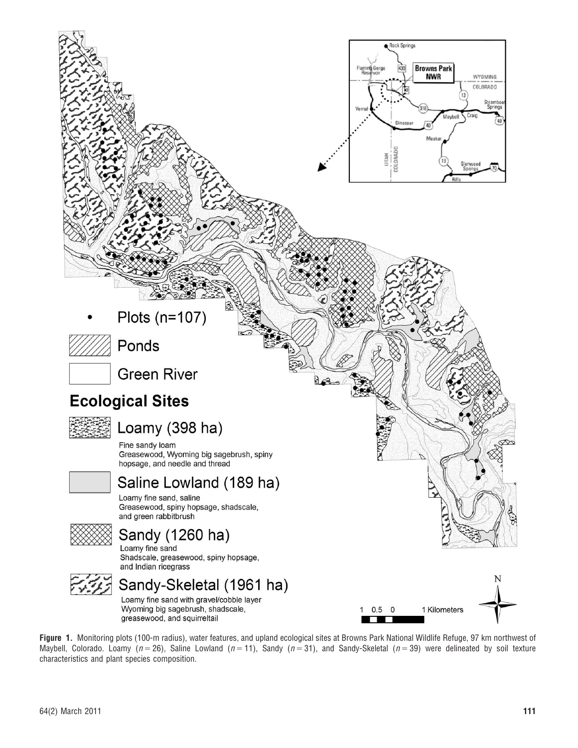**Figure 1.** Monitoring plots (100-m radius), water features, and upland ecological sites at Browns Park National Wildlife Refuge, 97 km northwest of Maybell, Colorado. Loamy ($n = 26$), Saline Lowland ($n = 11$), Sandy ($n = 31$), and Sandy-Skeletal ($n = 39$) were delineated by soil texture characteristics and plant species composition.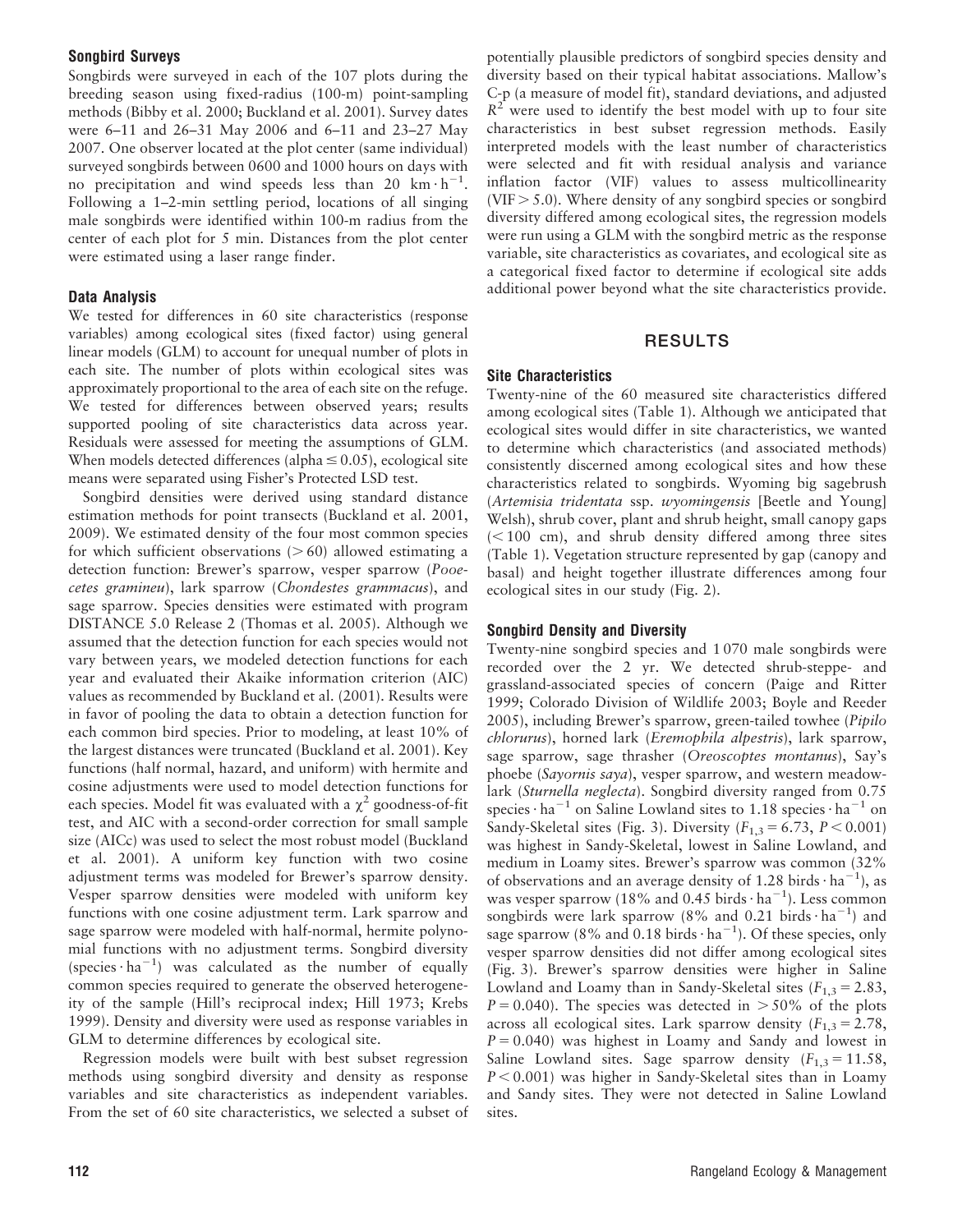### Songbird Surveys

Songbirds were surveyed in each of the 107 plots during the breeding season using fixed-radius (100-m) point-sampling methods (Bibby et al. 2000; Buckland et al. 2001). Survey dates were 6–11 and 26–31 May 2006 and 6–11 and 23–27 May 2007. One observer located at the plot center (same individual) surveyed songbirds between 0600 and 1000 hours on days with no precipitation and wind speeds less than 20 $km \cdot h^{-1}$. Following a 1–2-min settling period, locations of all singing male songbirds were identified within 100-m radius from the center of each plot for 5 min. Distances from the plot center were estimated using a laser range finder.

### Data Analysis

We tested for differences in 60 site characteristics (response variables) among ecological sites (fixed factor) using general linear models (GLM) to account for unequal number of plots in each site. The number of plots within ecological sites was approximately proportional to the area of each site on the refuge. We tested for differences between observed years; results supported pooling of site characteristics data across year. Residuals were assessed for meeting the assumptions of GLM. When models detected differences (alpha $\leq 0.05$), ecological site means were separated using Fisher's Protected LSD test.

Songbird densities were derived using standard distance estimation methods for point transects (Buckland et al. 2001, 2009). We estimated density of the four most common species for which sufficient observations ($> 60$) allowed estimating a detection function: Brewer's sparrow, vesper sparrow (*Pooecetes gramineu*), lark sparrow (*Chondestes grammacus*), and sage sparrow. Species densities were estimated with program DISTANCE 5.0 Release 2 (Thomas et al. 2005). Although we assumed that the detection function for each species would not vary between years, we modeled detection functions for each year and evaluated their Akaike information criterion (AIC) values as recommended by Buckland et al. (2001). Results were in favor of pooling the data to obtain a detection function for each common bird species. Prior to modeling, at least 10% of the largest distances were truncated (Buckland et al. 2001). Key functions (half normal, hazard, and uniform) with hermite and cosine adjustments were used to model detection functions for each species. Model fit was evaluated with a $\chi^2$ goodness-of-fit test, and AIC with a second-order correction for small sample size (AICc) was used to select the most robust model (Buckland et al. 2001). A uniform key function with two cosine adjustment terms was modeled for Brewer's sparrow density. Vesper sparrow densities were modeled with uniform key functions with one cosine adjustment term. Lark sparrow and sage sparrow were modeled with half-normal, hermite polynomial functions with no adjustment terms. Songbird diversity ($species \cdot ha^{-1}$) was calculated as the number of equally common species required to generate the observed heterogeneity of the sample (Hill's reciprocal index; Hill 1973; Krebs 1999). Density and diversity were used as response variables in GLM to determine differences by ecological site.

Regression models were built with best subset regression methods using songbird diversity and density as response variables and site characteristics as independent variables. From the set of 60 site characteristics, we selected a subset of potentially plausible predictors of songbird species density and diversity based on their typical habitat associations. Mallow's C-p (a measure of model fit), standard deviations, and adjusted $R^2$ were used to identify the best model with up to four site characteristics in best subset regression methods. Easily interpreted models with the least number of characteristics were selected and fit with residual analysis and variance inflation factor (VIF) values to assess multicollinearity (VIF $> 5.0$). Where density of any songbird species or songbird diversity differed among ecological sites, the regression models were run using a GLM with the songbird metric as the response variable, site characteristics as covariates, and ecological site as a categorical fixed factor to determine if ecological site adds additional power beyond what the site characteristics provide.

## RESULTS

### Site Characteristics

Twenty-nine of the 60 measured site characteristics differed among ecological sites (Table 1). Although we anticipated that ecological sites would differ in site characteristics, we wanted to determine which characteristics (and associated methods) consistently discerned among ecological sites and how these characteristics related to songbirds. Wyoming big sagebrush (*Artemisia tridentata* ssp. *wyomingensis* [Beetle and Young] Welsh), shrub cover, plant and shrub height, small canopy gaps ($< 100$ cm), and shrub density differed among three sites (Table 1). Vegetation structure represented by gap (canopy and basal) and height together illustrate differences among four ecological sites in our study (Fig. 2).

### Songbird Density and Diversity

Twenty-nine songbird species and 1 070 male songbirds were recorded over the 2 yr. We detected shrub-steppe- and grassland-associated species of concern (Paige and Ritter 1999; Colorado Division of Wildlife 2003; Boyle and Reeder 2005), including Brewer's sparrow, green-tailed towhee (*Pipilo chlorurus*), horned lark (*Eremophila alpestris*), lark sparrow, sage sparrow, sage thrasher (*Oreoscoptes montanus*), Say's phoebe (*Sayornis saya*), vesper sparrow, and western meadowlark (*Sturnella neglecta*). Songbird diversity ranged from 0.75 $species \cdot ha^{-1}$ on Saline Lowland sites to 1.18 $species \cdot ha^{-1}$ on Sandy-Skeletal sites (Fig. 3). Diversity ($F_{1,3} = 6.73$, $P < 0.001$) was highest in Sandy-Skeletal, lowest in Saline Lowland, and medium in Loamy sites. Brewer's sparrow was common (32% of observations and an average density of 1.28 $birds \cdot ha^{-1}$), as was vesper sparrow (18% and 0.45 $birds \cdot ha^{-1}$). Less common songbirds were lark sparrow (8% and 0.21 $birds \cdot ha^{-1}$) and sage sparrow (8% and 0.18 $birds \cdot ha^{-1}$). Of these species, only vesper sparrow densities did not differ among ecological sites (Fig. 3). Brewer's sparrow densities were higher in Saline Lowland and Loamy than in Sandy-Skeletal sites ($F_{1,3} = 2.83$, $P = 0.040$). The species was detected in $> 50\%$ of the plots across all ecological sites. Lark sparrow density ($F_{1,3} = 2.78$, $P = 0.040$) was highest in Loamy and Sandy and lowest in Saline Lowland sites. Sage sparrow density ($F_{1,3} = 11.58$, $P < 0.001$) was higher in Sandy-Skeletal sites than in Loamy and Sandy sites. They were not detected in Saline Lowland sites.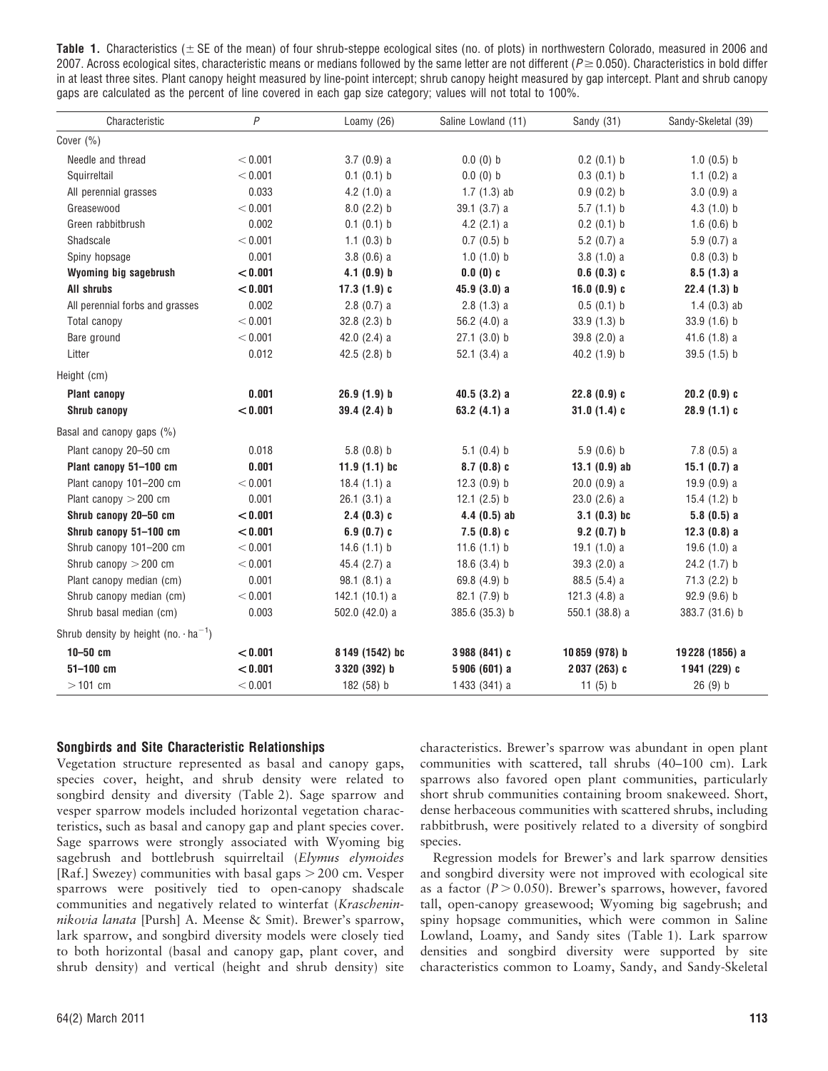**Table 1.** Characteristics (± SE of the mean) of four shrub-steppe ecological sites (no. of plots) in northwestern Colorado, measured in 2006 and 2007. Across ecological sites, characteristic means or medians followed by the same letter are not different ($P \geq 0.050$). Characteristics in bold differ in at least three sites. Plant canopy height measured by line-point intercept; shrub canopy height measured by gap intercept. Plant and shrub canopy gaps are calculated as the percent of line covered in each gap size category; values will not total to 100%.

| Characteristic | $P$ | Loamy (26) | Saline Lowland (11) | Sandy (31) | Sandy-Skeletal (39) |
|---|---|---|---|---|---|
| Cover (%) | | | | | |
| Needle and thread | < 0.001 | 3.7 (0.9) a | 0.0 (0) b | 0.2 (0.1) b | 1.0 (0.5) b |
| Squirreltail | < 0.001 | 0.1 (0.1) b | 0.0 (0) b | 0.3 (0.1) b | 1.1 (0.2) a |
| All perennial grasses | 0.033 | 4.2 (1.0) a | 1.7 (1.3) ab | 0.9 (0.2) b | 3.0 (0.9) a |
| Greasewood | < 0.001 | 8.0 (2.2) b | 39.1 (3.7) a | 5.7 (1.1) b | 4.3 (1.0) b |
| Green rabbitbrush | 0.002 | 0.1 (0.1) b | 4.2 (2.1) a | 0.2 (0.1) b | 1.6 (0.6) b |
| Shadscale | < 0.001 | 1.1 (0.3) b | 0.7 (0.5) b | 5.2 (0.7) a | 5.9 (0.7) a |
| Spiny hopsage | 0.001 | 3.8 (0.6) a | 1.0 (1.0) b | 3.8 (1.0) a | 0.8 (0.3) b |
| **Wyoming big sagebrush** | **< 0.001** | **4.1 (0.9) b** | **0.0 (0) c** | **0.6 (0.3) c** | **8.5 (1.3) a** |
| **All shrubs** | **< 0.001** | **17.3 (1.9) c** | **45.9 (3.0) a** | **16.0 (0.9) c** | **22.4 (1.3) b** |
| All perennial forbs and grasses | 0.002 | 2.8 (0.7) a | 2.8 (1.3) a | 0.5 (0.1) b | 1.4 (0.3) ab |
| Total canopy | < 0.001 | 32.8 (2.3) b | 56.2 (4.0) a | 33.9 (1.3) b | 33.9 (1.6) b |
| Bare ground | < 0.001 | 42.0 (2.4) a | 27.1 (3.0) b | 39.8 (2.0) a | 41.6 (1.8) a |
| Litter | 0.012 | 42.5 (2.8) b | 52.1 (3.4) a | 40.2 (1.9) b | 39.5 (1.5) b |
| Height (cm) | | | | | |
| **Plant canopy** | **0.001** | **26.9 (1.9) b** | **40.5 (3.2) a** | **22.8 (0.9) c** | **20.2 (0.9) c** |
| **Shrub canopy** | **< 0.001** | **39.4 (2.4) b** | **63.2 (4.1) a** | **31.0 (1.4) c** | **28.9 (1.1) c** |
| Basal and canopy gaps (%) | | | | | |
| Plant canopy 20–50 cm | 0.018 | 5.8 (0.8) b | 5.1 (0.4) b | 5.9 (0.6) b | 7.8 (0.5) a |
| **Plant canopy 51–100 cm** | **0.001** | **11.9 (1.1) bc** | **8.7 (0.8) c** | **13.1 (0.9) ab** | **15.1 (0.7) a** |
| Plant canopy 101–200 cm | < 0.001 | 18.4 (1.1) a | 12.3 (0.9) b | 20.0 (0.9) a | 19.9 (0.9) a |
| Plant canopy > 200 cm | 0.001 | 26.1 (3.1) a | 12.1 (2.5) b | 23.0 (2.6) a | 15.4 (1.2) b |
| **Shrub canopy 20–50 cm** | **< 0.001** | **2.4 (0.3) c** | **4.4 (0.5) ab** | **3.1 (0.3) bc** | **5.8 (0.5) a** |
| **Shrub canopy 51–100 cm** | **< 0.001** | **6.9 (0.7) c** | **7.5 (0.8) c** | **9.2 (0.7) b** | **12.3 (0.8) a** |
| Shrub canopy 101–200 cm | < 0.001 | 14.6 (1.1) b | 11.6 (1.1) b | 19.1 (1.0) a | 19.6 (1.0) a |
| Shrub canopy > 200 cm | < 0.001 | 45.4 (2.7) a | 18.6 (3.4) b | 39.3 (2.0) a | 24.2 (1.7) b |
| Plant canopy median (cm) | 0.001 | 98.1 (8.1) a | 69.8 (4.9) b | 88.5 (5.4) a | 71.3 (2.2) b |
| Shrub canopy median (cm) | < 0.001 | 142.1 (10.1) a | 82.1 (7.9) b | 121.3 (4.8) a | 92.9 (9.6) b |
| Shrub basal median (cm) | 0.003 | 502.0 (42.0) a | 385.6 (35.3) b | 550.1 (38.8) a | 383.7 (31.6) b |
| Shrub density by height (no. · $ha^{-1}$) | | | | | |
| **10–50 cm** | **< 0.001** | **8 149 (1542) bc** | **3 988 (841) c** | **10 859 (978) b** | **19 228 (1856) a** |
| **51–100 cm** | **< 0.001** | **3 320 (392) b** | **5 906 (601) a** | **2 037 (263) c** | **1 941 (229) c** |
| > 101 cm | < 0.001 | 182 (58) b | 1 433 (341) a | 11 (5) b | 26 (9) b |

### Songbirds and Site Characteristic Relationships

Vegetation structure represented as basal and canopy gaps, species cover, height, and shrub density were related to songbird density and diversity (Table 2). Sage sparrow and vesper sparrow models included horizontal vegetation characteristics, such as basal and canopy gap and plant species cover. Sage sparrows were strongly associated with Wyoming big sagebrush and bottlebrush squirreltail (*Elymus elymoides* [Raf.] Swezey) communities with basal gaps > 200 cm. Vesper sparrows were positively tied to open-canopy shadscale communities and negatively related to winterfat (*Krascheninnikovia lanata* [Pursh] A. Meense & Smit). Brewer's sparrow, lark sparrow, and songbird diversity models were closely tied to both horizontal (basal and canopy gap, plant cover, and shrub density) and vertical (height and shrub density) site characteristics. Brewer's sparrow was abundant in open plant communities with scattered, tall shrubs (40–100 cm). Lark sparrows also favored open plant communities, particularly short shrub communities containing broom snakeweed. Short, dense herbaceous communities with scattered shrubs, including rabbitbrush, were positively related to a diversity of songbird species.

Regression models for Brewer's and lark sparrow densities and songbird diversity were not improved with ecological site as a factor ($P > 0.050$). Brewer's sparrows, however, favored tall, open-canopy greasewood; Wyoming big sagebrush; and spiny hopsage communities, which were common in Saline Lowland, Loamy, and Sandy sites (Table 1). Lark sparrow densities and songbird diversity were supported by site characteristics common to Loamy, Sandy, and Sandy-Skeletal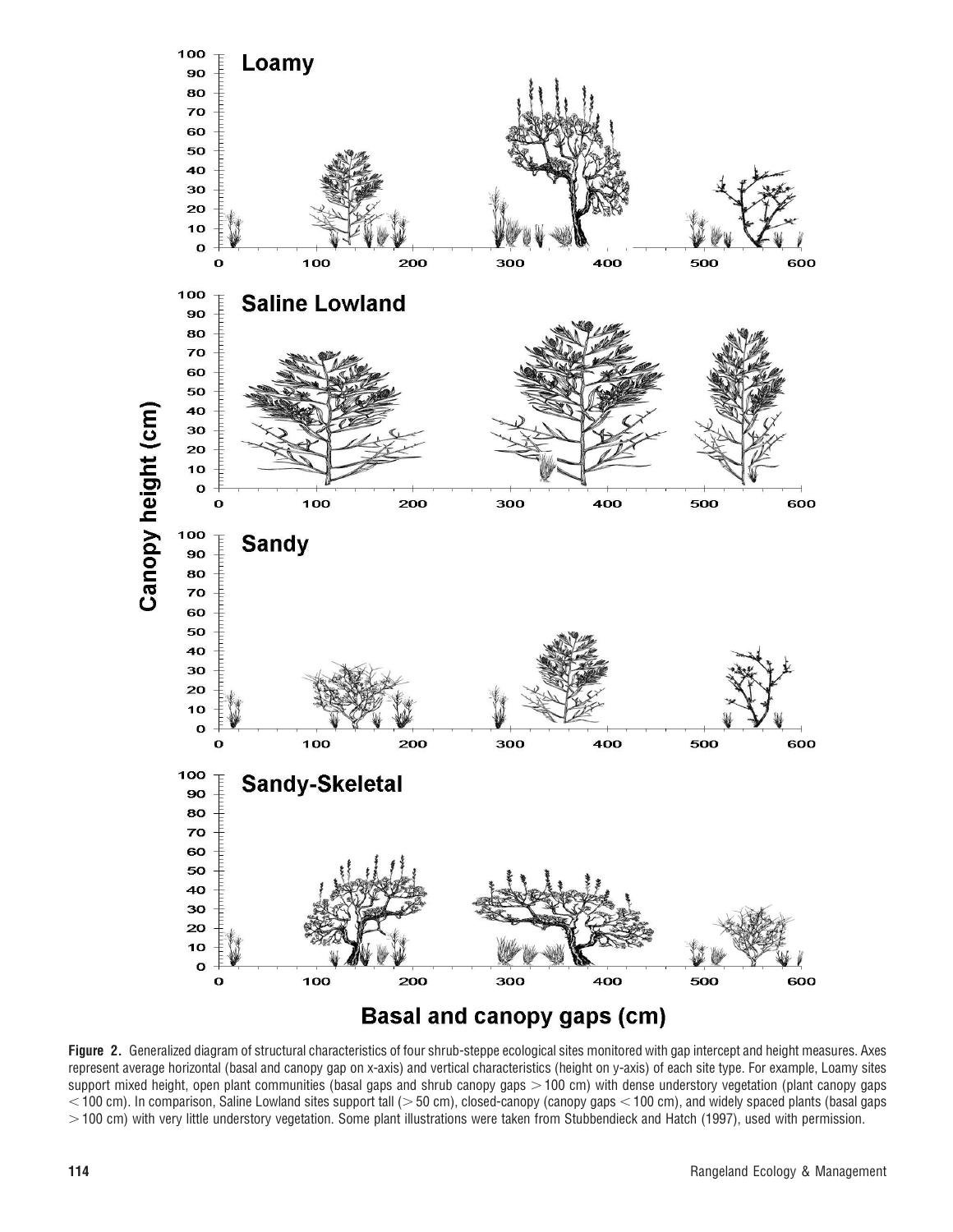**Figure 2.** Generalized diagram of structural characteristics of four shrub-steppe ecological sites monitored with gap intercept and height measures. Axes represent average horizontal (basal and canopy gap on x-axis) and vertical characteristics (height on y-axis) of each site type. For example, Loamy sites support mixed height, open plant communities (basal gaps and shrub canopy gaps > 100 cm) with dense understory vegetation (plant canopy gaps < 100 cm). In comparison, Saline Lowland sites support tall (> 50 cm), closed-canopy (canopy gaps < 100 cm), and widely spaced plants (basal gaps > 100 cm) with very little understory vegetation. Some plant illustrations were taken from Stubbendieck and Hatch (1997), used with permission.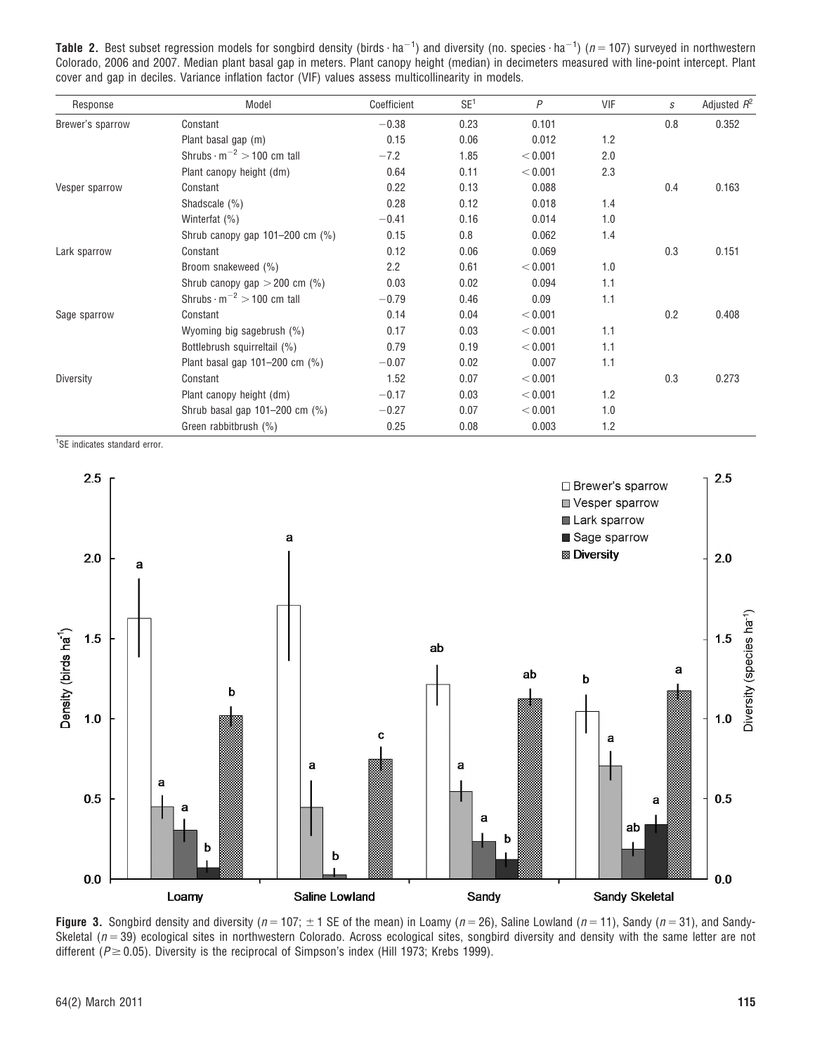**Table 2.** Best subset regression models for songbird density (birds · $ha^{-1}$) and diversity (no. species · $ha^{-1}$) ($n = 107$) surveyed in northwestern Colorado, 2006 and 2007. Median plant basal gap in meters. Plant canopy height (median) in decimeters measured with line-point intercept. Plant cover and gap in deciles. Variance inflation factor (VIF) values assess multicollinearity in models.

| Response | Model | Coefficient | SE[1] | $P$ | VIF | $s$ | Adjusted $R^2$ |
|---|---|---|---|---|---|---|---|
| Brewer's sparrow | Constant | −0.38 | 0.23 | 0.101 | | 0.8 | 0.352 |
| | Plant basal gap (m) | 0.15 | 0.06 | 0.012 | 1.2 | | |
| | Shrubs · $m^{-2}$ > 100 cm tall | −7.2 | 1.85 | < 0.001 | 2.0 | | |
| | Plant canopy height (dm) | 0.64 | 0.11 | < 0.001 | 2.3 | | |
| Vesper sparrow | Constant | 0.22 | 0.13 | 0.088 | | 0.4 | 0.163 |
| | Shadscale (%) | 0.28 | 0.12 | 0.018 | 1.4 | | |
| | Winterfat (%) | −0.41 | 0.16 | 0.014 | 1.0 | | |
| | Shrub canopy gap 101–200 cm (%) | 0.15 | 0.8 | 0.062 | 1.4 | | |
| Lark sparrow | Constant | 0.12 | 0.06 | 0.069 | | 0.3 | 0.151 |
| | Broom snakeweed (%) | 2.2 | 0.61 | < 0.001 | 1.0 | | |
| | Shrub canopy gap > 200 cm (%) | 0.03 | 0.02 | 0.094 | 1.1 | | |
| | Shrubs · $m^{-2}$ > 100 cm tall | −0.79 | 0.46 | 0.09 | 1.1 | | |
| Sage sparrow | Constant | 0.14 | 0.04 | < 0.001 | | 0.2 | 0.408 |
| | Wyoming big sagebrush (%) | 0.17 | 0.03 | < 0.001 | 1.1 | | |
| | Bottlebrush squirreltail (%) | 0.79 | 0.19 | < 0.001 | 1.1 | | |
| | Plant basal gap 101–200 cm (%) | −0.07 | 0.02 | 0.007 | 1.1 | | |
| Diversity | Constant | 1.52 | 0.07 | < 0.001 | | 0.3 | 0.273 |
| | Plant canopy height (dm) | −0.17 | 0.03 | < 0.001 | 1.2 | | |
| | Shrub basal gap 101–200 cm (%) | −0.27 | 0.07 | < 0.001 | 1.0 | | |
| | Green rabbitbrush (%) | 0.25 | 0.08 | 0.003 | 1.2 | | |

[1]SE indicates standard error.

**Figure 3.** Songbird density and diversity ($n = 107$; ± 1 SE of the mean) in Loamy ($n = 26$), Saline Lowland ($n = 11$), Sandy ($n = 31$), and Sandy-Skeletal ($n = 39$) ecological sites in northwestern Colorado. Across ecological sites, songbird diversity and density with the same letter are not different ($P \geq 0.05$). Diversity is the reciprocal of Simpson's index (Hill 1973; Krebs 1999).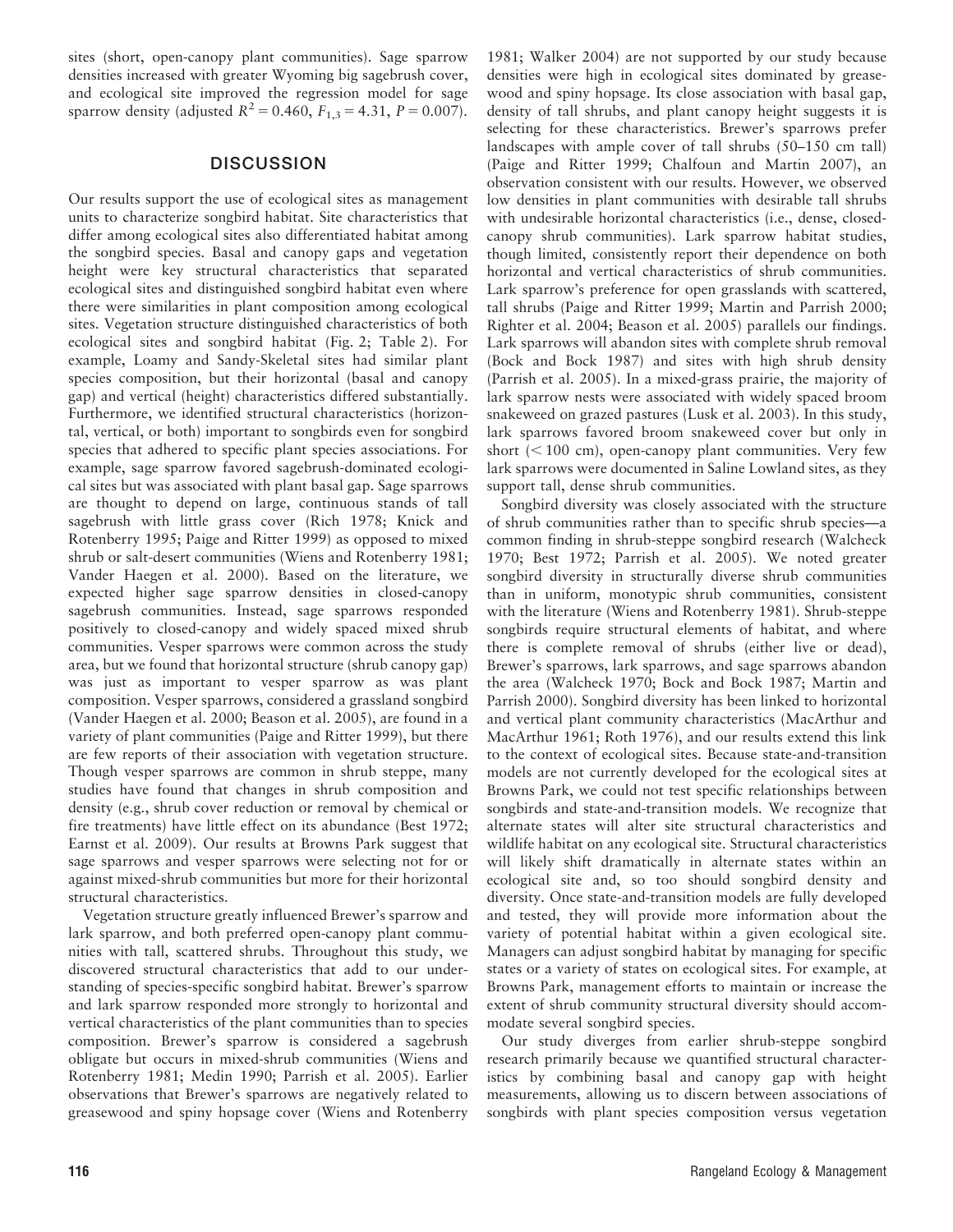sites (short, open-canopy plant communities). Sage sparrow densities increased with greater Wyoming big sagebrush cover, and ecological site improved the regression model for sage sparrow density (adjusted $R^2 = 0.460$, $F_{1,3} = 4.31$, $P = 0.007$).

## DISCUSSION

Our results support the use of ecological sites as management units to characterize songbird habitat. Site characteristics that differ among ecological sites also differentiated habitat among the songbird species. Basal and canopy gaps and vegetation height were key structural characteristics that separated ecological sites and distinguished songbird habitat even where there were similarities in plant composition among ecological sites. Vegetation structure distinguished characteristics of both ecological sites and songbird habitat (Fig. 2; Table 2). For example, Loamy and Sandy-Skeletal sites had similar plant species composition, but their horizontal (basal and canopy gap) and vertical (height) characteristics differed substantially. Furthermore, we identified structural characteristics (horizontal, vertical, or both) important to songbirds even for songbird species that adhered to specific plant species associations. For example, sage sparrow favored sagebrush-dominated ecological sites but was associated with plant basal gap. Sage sparrows are thought to depend on large, continuous stands of tall sagebrush with little grass cover (Rich 1978; Knick and Rotenberry 1995; Paige and Ritter 1999) as opposed to mixed shrub or salt-desert communities (Wiens and Rotenberry 1981; Vander Haegen et al. 2000). Based on the literature, we expected higher sage sparrow densities in closed-canopy sagebrush communities. Instead, sage sparrows responded positively to closed-canopy and widely spaced mixed shrub communities. Vesper sparrows were common across the study area, but we found that horizontal structure (shrub canopy gap) was just as important to vesper sparrow as was plant composition. Vesper sparrows, considered a grassland songbird (Vander Haegen et al. 2000; Beason et al. 2005), are found in a variety of plant communities (Paige and Ritter 1999), but there are few reports of their association with vegetation structure. Though vesper sparrows are common in shrub steppe, many studies have found that changes in shrub composition and density (e.g., shrub cover reduction or removal by chemical or fire treatments) have little effect on its abundance (Best 1972; Earnst et al. 2009). Our results at Browns Park suggest that sage sparrows and vesper sparrows were selecting not for or against mixed-shrub communities but more for their horizontal structural characteristics.

Vegetation structure greatly influenced Brewer's sparrow and lark sparrow, and both preferred open-canopy plant communities with tall, scattered shrubs. Throughout this study, we discovered structural characteristics that add to our understanding of species-specific songbird habitat. Brewer's sparrow and lark sparrow responded more strongly to horizontal and vertical characteristics of the plant communities than to species composition. Brewer's sparrow is considered a sagebrush obligate but occurs in mixed-shrub communities (Wiens and Rotenberry 1981; Medin 1990; Parrish et al. 2005). Earlier observations that Brewer's sparrows are negatively related to greasewood and spiny hopsage cover (Wiens and Rotenberry 1981; Walker 2004) are not supported by our study because densities were high in ecological sites dominated by greasewood and spiny hopsage. Its close association with basal gap, density of tall shrubs, and plant canopy height suggests it is selecting for these characteristics. Brewer's sparrows prefer landscapes with ample cover of tall shrubs (50–150 cm tall) (Paige and Ritter 1999; Chalfoun and Martin 2007), an observation consistent with our results. However, we observed low densities in plant communities with desirable tall shrubs with undesirable horizontal characteristics (i.e., dense, closed-canopy shrub communities). Lark sparrow habitat studies, though limited, consistently report their dependence on both horizontal and vertical characteristics of shrub communities. Lark sparrow's preference for open grasslands with scattered, tall shrubs (Paige and Ritter 1999; Martin and Parrish 2000; Righter et al. 2004; Beason et al. 2005) parallels our findings. Lark sparrows will abandon sites with complete shrub removal (Bock and Bock 1987) and sites with high shrub density (Parrish et al. 2005). In a mixed-grass prairie, the majority of lark sparrow nests were associated with widely spaced broom snakeweed on grazed pastures (Lusk et al. 2003). In this study, lark sparrows favored broom snakeweed cover but only in short ($< 100$ cm), open-canopy plant communities. Very few lark sparrows were documented in Saline Lowland sites, as they support tall, dense shrub communities.

Songbird diversity was closely associated with the structure of shrub communities rather than to specific shrub species—a common finding in shrub-steppe songbird research (Walcheck 1970; Best 1972; Parrish et al. 2005). We noted greater songbird diversity in structurally diverse shrub communities than in uniform, monotypic shrub communities, consistent with the literature (Wiens and Rotenberry 1981). Shrub-steppe songbirds require structural elements of habitat, and where there is complete removal of shrubs (either live or dead), Brewer's sparrows, lark sparrows, and sage sparrows abandon the area (Walcheck 1970; Bock and Bock 1987; Martin and Parrish 2000). Songbird diversity has been linked to horizontal and vertical plant community characteristics (MacArthur and MacArthur 1961; Roth 1976), and our results extend this link to the context of ecological sites. Because state-and-transition models are not currently developed for the ecological sites at Browns Park, we could not test specific relationships between songbirds and state-and-transition models. We recognize that alternate states will alter site structural characteristics and wildlife habitat on any ecological site. Structural characteristics will likely shift dramatically in alternate states within an ecological site and, so too should songbird density and diversity. Once state-and-transition models are fully developed and tested, they will provide more information about the variety of potential habitat within a given ecological site. Managers can adjust songbird habitat by managing for specific states or a variety of states on ecological sites. For example, at Browns Park, management efforts to maintain or increase the extent of shrub community structural diversity should accommodate several songbird species.

Our study diverges from earlier shrub-steppe songbird research primarily because we quantified structural characteristics by combining basal and canopy gap with height measurements, allowing us to discern between associations of songbirds with plant species composition versus vegetation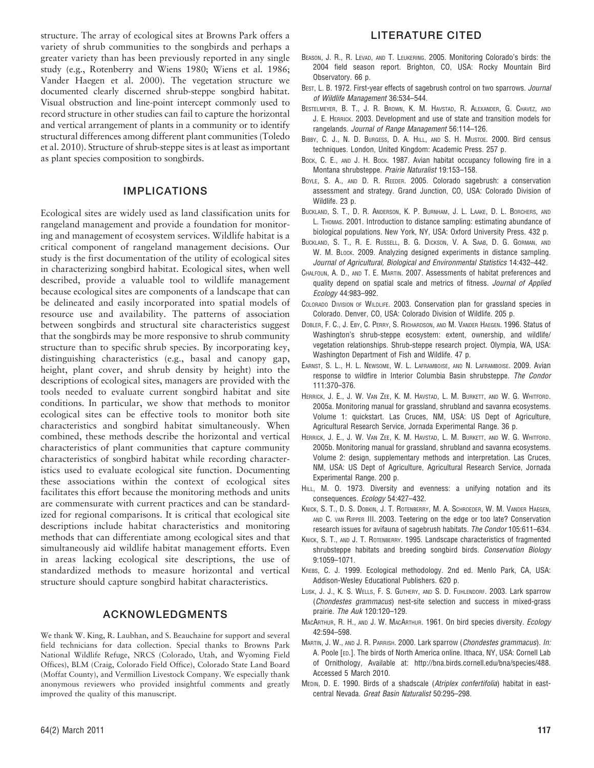structure. The array of ecological sites at Browns Park offers a variety of shrub communities to the songbirds and perhaps a greater variety than has been previously reported in any single study (e.g., Rotenberry and Wiens 1980; Wiens et al. 1986; Vander Haegen et al. 2000). The vegetation structure we documented clearly discerned shrub-steppe songbird habitat. Visual obstruction and line-point intercept commonly used to record structure in other studies can fail to capture the horizontal and vertical arrangement of plants in a community or to identify structural differences among different plant communities (Toledo et al. 2010). Structure of shrub-steppe sites is at least as important as plant species composition to songbirds.

## IMPLICATIONS

Ecological sites are widely used as land classification units for rangeland management and provide a foundation for monitoring and management of ecosystem services. Wildlife habitat is a critical component of rangeland management decisions. Our study is the first documentation of the utility of ecological sites in characterizing songbird habitat. Ecological sites, when well described, provide a valuable tool to wildlife management because ecological sites are components of a landscape that can be delineated and easily incorporated into spatial models of resource use and availability. The patterns of association between songbirds and structural site characteristics suggest that the songbirds may be more responsive to shrub community structure than to specific shrub species. By incorporating key, distinguishing characteristics (e.g., basal and canopy gap, height, plant cover, and shrub density by height) into the descriptions of ecological sites, managers are provided with the tools needed to evaluate current songbird habitat and site conditions. In particular, we show that methods to monitor ecological sites can be effective tools to monitor both site characteristics and songbird habitat simultaneously. When combined, these methods describe the horizontal and vertical characteristics of plant communities that capture community characteristics of songbird habitat while recording characteristics used to evaluate ecological site function. Documenting these associations within the context of ecological sites facilitates this effort because the monitoring methods and units are commensurate with current practices and can be standardized for regional comparisons. It is critical that ecological site descriptions include habitat characteristics and monitoring methods that can differentiate among ecological sites and that simultaneously aid wildlife habitat management efforts. Even in areas lacking ecological site descriptions, the use of standardized methods to measure horizontal and vertical structure should capture songbird habitat characteristics.

## ACKNOWLEDGMENTS

We thank W. King, R. Laubhan, and S. Beauchaine for support and several field technicians for data collection. Special thanks to Browns Park National Wildlife Refuge, NRCS (Colorado, Utah, and Wyoming Field Offices), BLM (Craig, Colorado Field Office), Colorado State Land Board (Moffat County), and Vermillion Livestock Company. We especially thank anonymous reviewers who provided insightful comments and greatly improved the quality of this manuscript.

## LITERATURE CITED

Beason, J. R., R. Levad, and T. Leukering. 2005. Monitoring Colorado's birds: the 2004 field season report. Brighton, CO, USA: Rocky Mountain Bird Observatory. 66 p.

Best, L. B. 1972. First-year effects of sagebrush control on two sparrows. *Journal of Wildlife Management* 36:534–544.

Bestelmeyer, B. T., J. R. Brown, K. M. Havstad, R. Alexander, G. Chavez, and J. E. Herrick. 2003. Development and use of state and transition models for rangelands. *Journal of Range Management* 56:114–126.

Bibby, C. J., N. D. Burgess, D. A. Hill, and S. H. Mustoe. 2000. Bird census techniques. London, United Kingdom: Academic Press. 257 p.

Bock, C. E., and J. H. Bock. 1987. Avian habitat occupancy following fire in a Montana shrubsteppe. *Prairie Naturalist* 19:153–158.

Boyle, S. A., and D. R. Reeder. 2005. Colorado sagebrush: a conservation assessment and strategy. Grand Junction, CO, USA: Colorado Division of Wildlife. 23 p.

Buckland, S. T., D. R. Anderson, K. P. Burnham, J. L. Laake, D. L. Borchers, and L. Thomas. 2001. Introduction to distance sampling: estimating abundance of biological populations. New York, NY, USA: Oxford University Press. 432 p.

Buckland, S. T., R. E. Russell, B. G. Dickson, V. A. Saab, D. G. Gorman, and W. M. Block. 2009. Analyzing designed experiments in distance sampling. *Journal of Agricultural, Biological and Environmental Statistics* 14:432–442.

Chalfoun, A. D., and T. E. Martin. 2007. Assessments of habitat preferences and quality depend on spatial scale and metrics of fitness. *Journal of Applied Ecology* 44:983–992.

Colorado Division of Wildlife. 2003. Conservation plan for grassland species in Colorado. Denver, CO, USA: Colorado Division of Wildlife. 205 p.

Dobler, F. C., J. Eby, C. Perry, S. Richardson, and M. Vander Haegen. 1996. Status of Washington's shrub-steppe ecosystem: extent, ownership, and wildlife/vegetation relationships. Shrub-steppe research project. Olympia, WA, USA: Washington Department of Fish and Wildlife. 47 p.

Earnst, S. L., H. L. Newsome, W. L. Laframboise, and N. Laframboise. 2009. Avian response to wildfire in Interior Columbia Basin shrubsteppe. *The Condor* 111:370–376.

Herrick, J. E., J. W. Van Zee, K. M. Havstad, L. M. Burkett, and W. G. Whitford. 2005a. Monitoring manual for grassland, shrubland and savanna ecosystems. Volume 1: quickstart. Las Cruces, NM, USA: US Dept of Agriculture, Agricultural Research Service, Jornada Experimental Range. 36 p.

Herrick, J. E., J. W. Van Zee, K. M. Havstad, L. M. Burkett, and W. G. Whitford. 2005b. Monitoring manual for grassland, shrubland and savanna ecosystems. Volume 2: design, supplementary methods and interpretation. Las Cruces, NM, USA: US Dept of Agriculture, Agricultural Research Service, Jornada Experimental Range. 200 p.

Hill, M. O. 1973. Diversity and evenness: a unifying notation and its consequences. *Ecology* 54:427–432.

Knick, S. T., D. S. Dobkin, J. T. Rotenberry, M. A. Schroeder, W. M. Vander Haegen, and C. van Riper III. 2003. Teetering on the edge or too late? Conservation research issues for avifauna of sagebrush habitats. *The Condor* 105:611–634.

Knick, S. T., and J. T. Rotenberry. 1995. Landscape characteristics of fragmented shrubsteppe habitats and breeding songbird birds. *Conservation Biology* 9:1059–1071.

Krebs, C. J. 1999. Ecological methodology. 2nd ed. Menlo Park, CA, USA: Addison-Wesley Educational Publishers. 620 p.

Lusk, J. J., K. S. Wells, F. S. Guthery, and S. D. Fuhlendorf. 2003. Lark sparrow (*Chondestes grammacus*) nest-site selection and success in mixed-grass prairie. *The Auk* 120:120–129.

MacArthur, R. H., and J. W. MacArthur. 1961. On bird species diversity. *Ecology* 42:594–598.

Martin, J. W., and J. R. Parrish. 2000. Lark sparrow (*Chondestes grammacus*). *In:* A. Poole [ed.]. The birds of North America online. Ithaca, NY, USA: Cornell Lab of Ornithology, Available at: http://bna.birds.cornell.edu/bna/species/488. Accessed 5 March 2010.

Medin, D. E. 1990. Birds of a shadscale (*Atriplex confertifolia*) habitat in east-central Nevada. *Great Basin Naturalist* 50:295–298.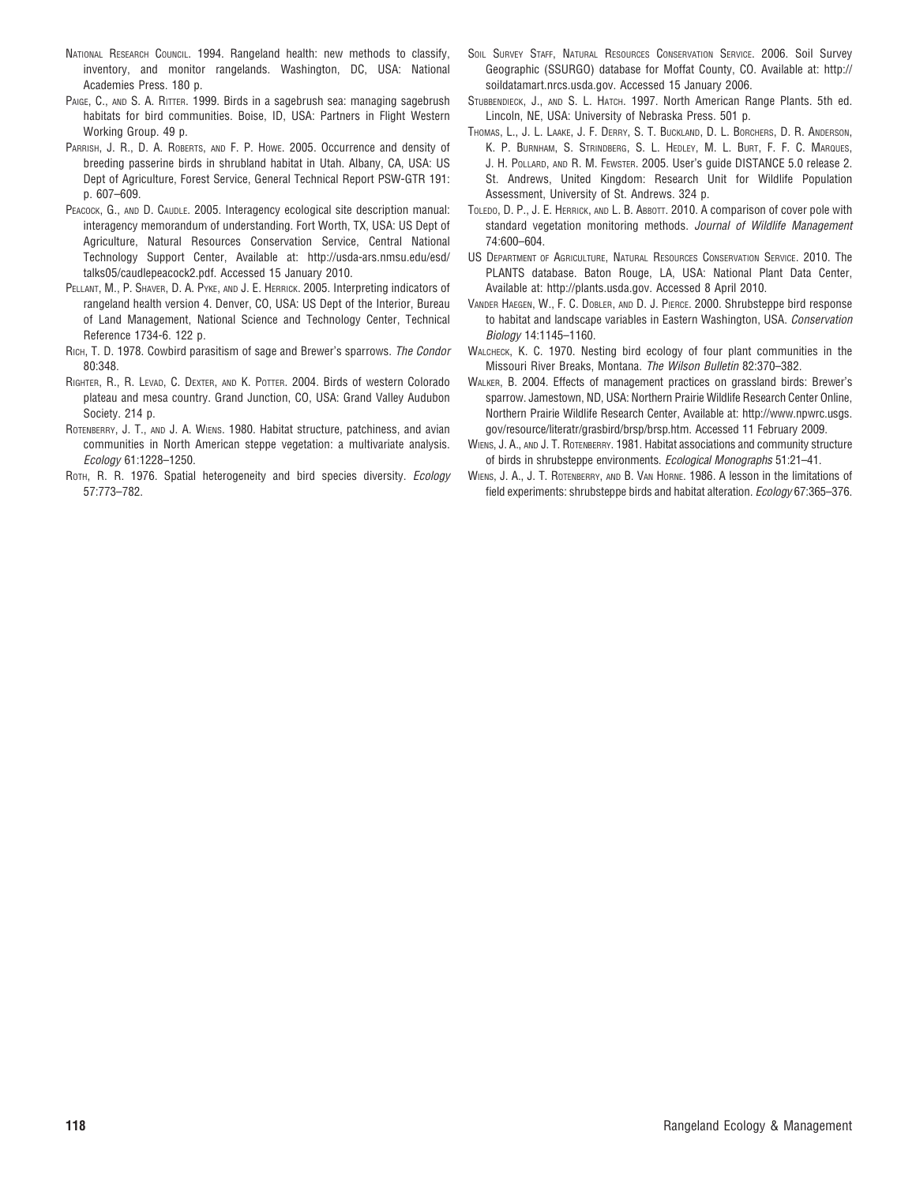National Research Council. 1994. Rangeland health: new methods to classify, inventory, and monitor rangelands. Washington, DC, USA: National Academies Press. 180 p.

Paige, C., and S. A. Ritter. 1999. Birds in a sagebrush sea: managing sagebrush habitats for bird communities. Boise, ID, USA: Partners in Flight Western Working Group. 49 p.

Parrish, J. R., D. A. Roberts, and F. P. Howe. 2005. Occurrence and density of breeding passerine birds in shrubland habitat in Utah. Albany, CA, USA: US Dept of Agriculture, Forest Service, General Technical Report PSW-GTR 191: p. 607–609.

Peacock, G., and D. Caudle. 2005. Interagency ecological site description manual: interagency memorandum of understanding. Fort Worth, TX, USA: US Dept of Agriculture, Natural Resources Conservation Service, Central National Technology Support Center, Available at: http://usda-ars.nmsu.edu/esd/talks05/caudlepeacock2.pdf. Accessed 15 January 2010.

Pellant, M., P. Shaver, D. A. Pyke, and J. E. Herrick. 2005. Interpreting indicators of rangeland health version 4. Denver, CO, USA: US Dept of the Interior, Bureau of Land Management, National Science and Technology Center, Technical Reference 1734-6. 122 p.

Rich, T. D. 1978. Cowbird parasitism of sage and Brewer's sparrows. *The Condor* 80:348.

Righter, R., R. Levad, C. Dexter, and K. Potter. 2004. Birds of western Colorado plateau and mesa country. Grand Junction, CO, USA: Grand Valley Audubon Society. 214 p.

Rotenberry, J. T., and J. A. Wiens. 1980. Habitat structure, patchiness, and avian communities in North American steppe vegetation: a multivariate analysis. *Ecology* 61:1228–1250.

Roth, R. R. 1976. Spatial heterogeneity and bird species diversity. *Ecology* 57:773–782.

Soil Survey Staff, Natural Resources Conservation Service. 2006. Soil Survey Geographic (SSURGO) database for Moffat County, CO. Available at: http://soildatamart.nrcs.usda.gov. Accessed 15 January 2006.

Stubbendieck, J., and S. L. Hatch. 1997. North American Range Plants. 5th ed. Lincoln, NE, USA: University of Nebraska Press. 501 p.

Thomas, L., J. L. Laake, J. F. Derry, S. T. Buckland, D. L. Borchers, D. R. Anderson, K. P. Burnham, S. Strindberg, S. L. Hedley, M. L. Burt, F. F. C. Marques, J. H. Pollard, and R. M. Fewster. 2005. User's guide DISTANCE 5.0 release 2. St. Andrews, United Kingdom: Research Unit for Wildlife Population Assessment, University of St. Andrews. 324 p.

Toledo, D. P., J. E. Herrick, and L. B. Abbott. 2010. A comparison of cover pole with standard vegetation monitoring methods. *Journal of Wildlife Management* 74:600–604.

US Department of Agriculture, Natural Resources Conservation Service. 2010. The PLANTS database. Baton Rouge, LA, USA: National Plant Data Center, Available at: http://plants.usda.gov. Accessed 8 April 2010.

Vander Haegen, W., F. C. Dobler, and D. J. Pierce. 2000. Shrubsteppe bird response to habitat and landscape variables in Eastern Washington, USA. *Conservation Biology* 14:1145–1160.

Walcheck, K. C. 1970. Nesting bird ecology of four plant communities in the Missouri River Breaks, Montana. *The Wilson Bulletin* 82:370–382.

Walker, B. 2004. Effects of management practices on grassland birds: Brewer's sparrow. Jamestown, ND, USA: Northern Prairie Wildlife Research Center Online, Northern Prairie Wildlife Research Center, Available at: http://www.npwrc.usgs.gov/resource/literatr/grasbird/brsp/brsp.htm. Accessed 11 February 2009.

Wiens, J. A., and J. T. Rotenberry. 1981. Habitat associations and community structure of birds in shrubsteppe environments. *Ecological Monographs* 51:21–41.

Wiens, J. A., J. T. Rotenberry, and B. Van Horne. 1986. A lesson in the limitations of field experiments: shrubsteppe birds and habitat alteration. *Ecology* 67:365–376.